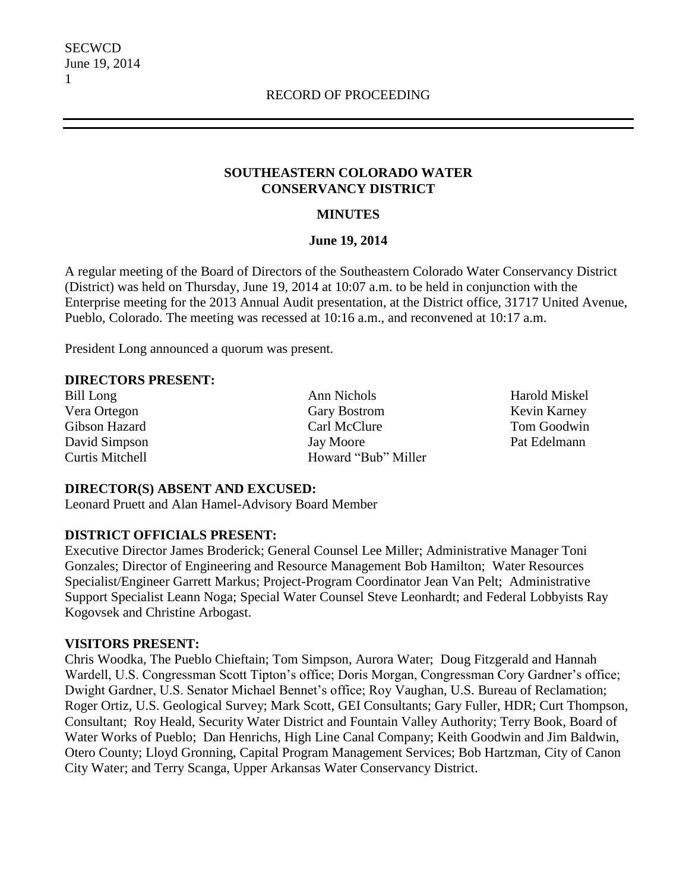RECORD OF PROCEEDING

# SOUTHEASTERN COLORADO WATER CONSERVANCY DISTRICT

## MINUTES

### June 19, 2014

A regular meeting of the Board of Directors of the Southeastern Colorado Water Conservancy District (District) was held on Thursday, June 19, 2014 at 10:07 a.m. to be held in conjunction with the Enterprise meeting for the 2013 Annual Audit presentation, at the District office, 31717 United Avenue, Pueblo, Colorado. The meeting was recessed at 10:16 a.m., and reconvened at 10:17 a.m.

President Long announced a quorum was present.

**DIRECTORS PRESENT:**

Bill Long
Vera Ortegon
Gibson Hazard
David Simpson
Curtis Mitchell
Ann Nichols
Gary Bostrom
Carl McClure
Jay Moore
Howard "Bub" Miller
Harold Miskel
Kevin Karney
Tom Goodwin
Pat Edelmann

**DIRECTOR(S) ABSENT AND EXCUSED:**

Leonard Pruett and Alan Hamel-Advisory Board Member

**DISTRICT OFFICIALS PRESENT:**

Executive Director James Broderick; General Counsel Lee Miller; Administrative Manager Toni Gonzales; Director of Engineering and Resource Management Bob Hamilton; Water Resources Specialist/Engineer Garrett Markus; Project-Program Coordinator Jean Van Pelt; Administrative Support Specialist Leann Noga; Special Water Counsel Steve Leonhardt; and Federal Lobbyists Ray Kogovsek and Christine Arbogast.

**VISITORS PRESENT:**

Chris Woodka, The Pueblo Chieftain; Tom Simpson, Aurora Water; Doug Fitzgerald and Hannah Wardell, U.S. Congressman Scott Tipton's office; Doris Morgan, Congressman Cory Gardner's office; Dwight Gardner, U.S. Senator Michael Bennet's office; Roy Vaughan, U.S. Bureau of Reclamation; Roger Ortiz, U.S. Geological Survey; Mark Scott, GEI Consultants; Gary Fuller, HDR; Curt Thompson, Consultant; Roy Heald, Security Water District and Fountain Valley Authority; Terry Book, Board of Water Works of Pueblo; Dan Henrichs, High Line Canal Company; Keith Goodwin and Jim Baldwin, Otero County; Lloyd Gronning, Capital Program Management Services; Bob Hartzman, City of Canon City Water; and Terry Scanga, Upper Arkansas Water Conservancy District.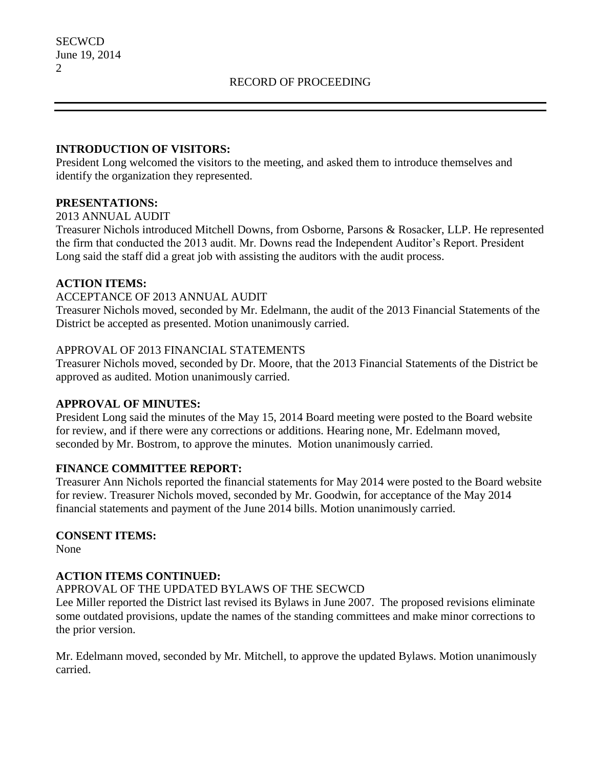## INTRODUCTION OF VISITORS:

President Long welcomed the visitors to the meeting, and asked them to introduce themselves and identify the organization they represented.

## PRESENTATIONS:

2013 ANNUAL AUDIT

Treasurer Nichols introduced Mitchell Downs, from Osborne, Parsons & Rosacker, LLP. He represented the firm that conducted the 2013 audit. Mr. Downs read the Independent Auditor's Report. President Long said the staff did a great job with assisting the auditors with the audit process.

## ACTION ITEMS:

ACCEPTANCE OF 2013 ANNUAL AUDIT

Treasurer Nichols moved, seconded by Mr. Edelmann, the audit of the 2013 Financial Statements of the District be accepted as presented. Motion unanimously carried.

APPROVAL OF 2013 FINANCIAL STATEMENTS

Treasurer Nichols moved, seconded by Dr. Moore, that the 2013 Financial Statements of the District be approved as audited. Motion unanimously carried.

## APPROVAL OF MINUTES:

President Long said the minutes of the May 15, 2014 Board meeting were posted to the Board website for review, and if there were any corrections or additions. Hearing none, Mr. Edelmann moved, seconded by Mr. Bostrom, to approve the minutes. Motion unanimously carried.

## FINANCE COMMITTEE REPORT:

Treasurer Ann Nichols reported the financial statements for May 2014 were posted to the Board website for review. Treasurer Nichols moved, seconded by Mr. Goodwin, for acceptance of the May 2014 financial statements and payment of the June 2014 bills. Motion unanimously carried.

## CONSENT ITEMS:

None

## ACTION ITEMS CONTINUED:

APPROVAL OF THE UPDATED BYLAWS OF THE SECWCD

Lee Miller reported the District last revised its Bylaws in June 2007. The proposed revisions eliminate some outdated provisions, update the names of the standing committees and make minor corrections to the prior version.

Mr. Edelmann moved, seconded by Mr. Mitchell, to approve the updated Bylaws. Motion unanimously carried.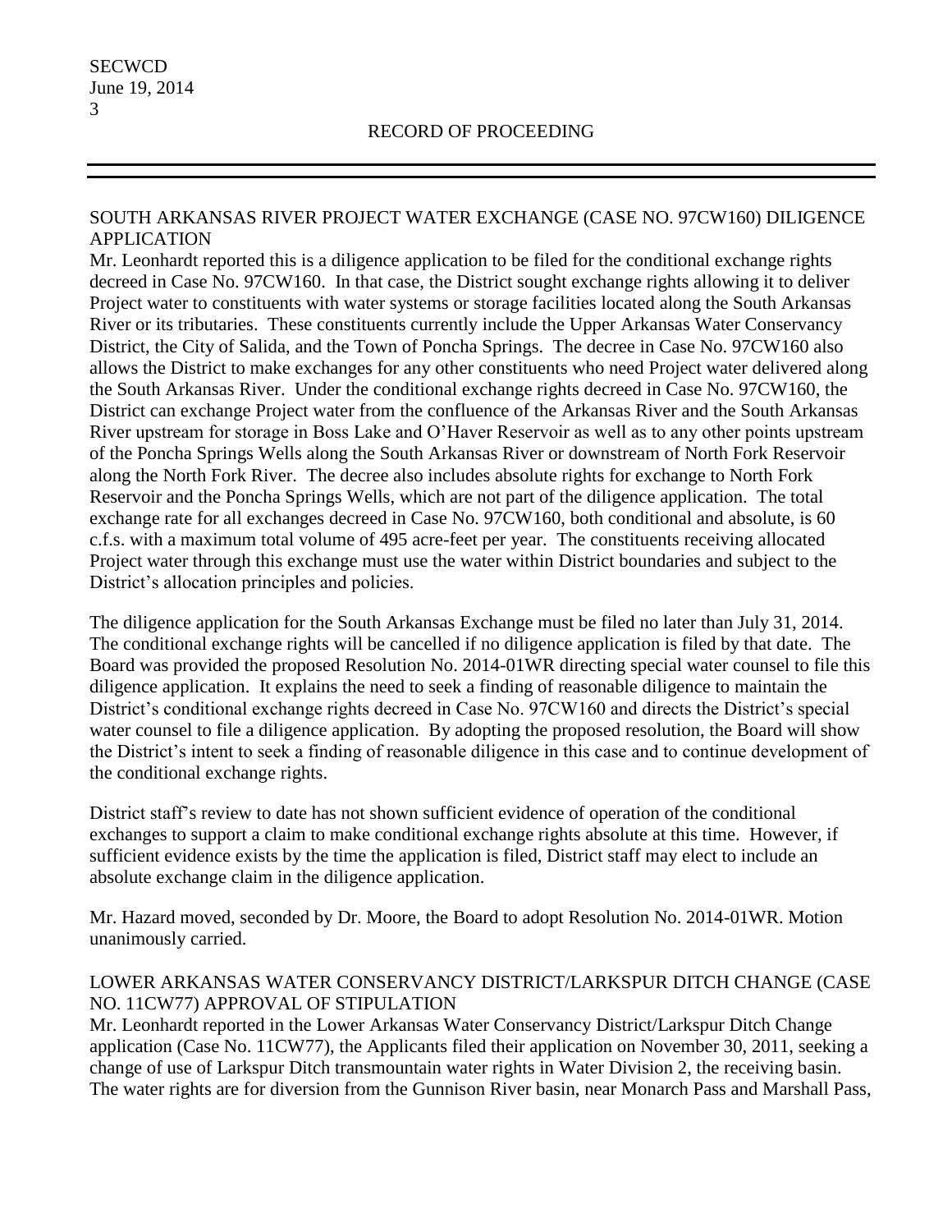## SOUTH ARKANSAS RIVER PROJECT WATER EXCHANGE (CASE NO. 97CW160) DILIGENCE APPLICATION

Mr. Leonhardt reported this is a diligence application to be filed for the conditional exchange rights decreed in Case No. 97CW160. In that case, the District sought exchange rights allowing it to deliver Project water to constituents with water systems or storage facilities located along the South Arkansas River or its tributaries. These constituents currently include the Upper Arkansas Water Conservancy District, the City of Salida, and the Town of Poncha Springs. The decree in Case No. 97CW160 also allows the District to make exchanges for any other constituents who need Project water delivered along the South Arkansas River. Under the conditional exchange rights decreed in Case No. 97CW160, the District can exchange Project water from the confluence of the Arkansas River and the South Arkansas River upstream for storage in Boss Lake and O'Haver Reservoir as well as to any other points upstream of the Poncha Springs Wells along the South Arkansas River or downstream of North Fork Reservoir along the North Fork River. The decree also includes absolute rights for exchange to North Fork Reservoir and the Poncha Springs Wells, which are not part of the diligence application. The total exchange rate for all exchanges decreed in Case No. 97CW160, both conditional and absolute, is 60 c.f.s. with a maximum total volume of 495 acre-feet per year. The constituents receiving allocated Project water through this exchange must use the water within District boundaries and subject to the District's allocation principles and policies.

The diligence application for the South Arkansas Exchange must be filed no later than July 31, 2014. The conditional exchange rights will be cancelled if no diligence application is filed by that date. The Board was provided the proposed Resolution No. 2014-01WR directing special water counsel to file this diligence application. It explains the need to seek a finding of reasonable diligence to maintain the District's conditional exchange rights decreed in Case No. 97CW160 and directs the District's special water counsel to file a diligence application. By adopting the proposed resolution, the Board will show the District's intent to seek a finding of reasonable diligence in this case and to continue development of the conditional exchange rights.

District staff's review to date has not shown sufficient evidence of operation of the conditional exchanges to support a claim to make conditional exchange rights absolute at this time. However, if sufficient evidence exists by the time the application is filed, District staff may elect to include an absolute exchange claim in the diligence application.

Mr. Hazard moved, seconded by Dr. Moore, the Board to adopt Resolution No. 2014-01WR. Motion unanimously carried.

## LOWER ARKANSAS WATER CONSERVANCY DISTRICT/LARKSPUR DITCH CHANGE (CASE NO. 11CW77) APPROVAL OF STIPULATION

Mr. Leonhardt reported in the Lower Arkansas Water Conservancy District/Larkspur Ditch Change application (Case No. 11CW77), the Applicants filed their application on November 30, 2011, seeking a change of use of Larkspur Ditch transmountain water rights in Water Division 2, the receiving basin. The water rights are for diversion from the Gunnison River basin, near Monarch Pass and Marshall Pass,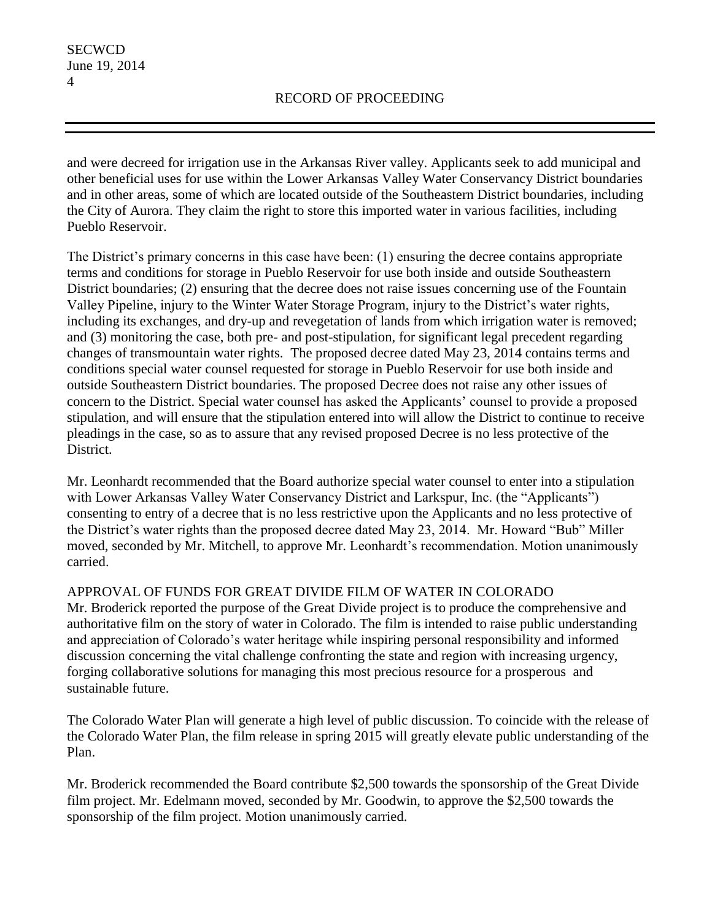and were decreed for irrigation use in the Arkansas River valley. Applicants seek to add municipal and other beneficial uses for use within the Lower Arkansas Valley Water Conservancy District boundaries and in other areas, some of which are located outside of the Southeastern District boundaries, including the City of Aurora. They claim the right to store this imported water in various facilities, including Pueblo Reservoir.

The District's primary concerns in this case have been: (1) ensuring the decree contains appropriate terms and conditions for storage in Pueblo Reservoir for use both inside and outside Southeastern District boundaries; (2) ensuring that the decree does not raise issues concerning use of the Fountain Valley Pipeline, injury to the Winter Water Storage Program, injury to the District's water rights, including its exchanges, and dry-up and revegetation of lands from which irrigation water is removed; and (3) monitoring the case, both pre- and post-stipulation, for significant legal precedent regarding changes of transmountain water rights. The proposed decree dated May 23, 2014 contains terms and conditions special water counsel requested for storage in Pueblo Reservoir for use both inside and outside Southeastern District boundaries. The proposed Decree does not raise any other issues of concern to the District. Special water counsel has asked the Applicants' counsel to provide a proposed stipulation, and will ensure that the stipulation entered into will allow the District to continue to receive pleadings in the case, so as to assure that any revised proposed Decree is no less protective of the District.

Mr. Leonhardt recommended that the Board authorize special water counsel to enter into a stipulation with Lower Arkansas Valley Water Conservancy District and Larkspur, Inc. (the "Applicants") consenting to entry of a decree that is no less restrictive upon the Applicants and no less protective of the District's water rights than the proposed decree dated May 23, 2014. Mr. Howard "Bub" Miller moved, seconded by Mr. Mitchell, to approve Mr. Leonhardt's recommendation. Motion unanimously carried.

APPROVAL OF FUNDS FOR GREAT DIVIDE FILM OF WATER IN COLORADO

Mr. Broderick reported the purpose of the Great Divide project is to produce the comprehensive and authoritative film on the story of water in Colorado. The film is intended to raise public understanding and appreciation of Colorado's water heritage while inspiring personal responsibility and informed discussion concerning the vital challenge confronting the state and region with increasing urgency, forging collaborative solutions for managing this most precious resource for a prosperous and sustainable future.

The Colorado Water Plan will generate a high level of public discussion. To coincide with the release of the Colorado Water Plan, the film release in spring 2015 will greatly elevate public understanding of the Plan.

Mr. Broderick recommended the Board contribute $2,500 towards the sponsorship of the Great Divide film project. Mr. Edelmann moved, seconded by Mr. Goodwin, to approve the $2,500 towards the sponsorship of the film project. Motion unanimously carried.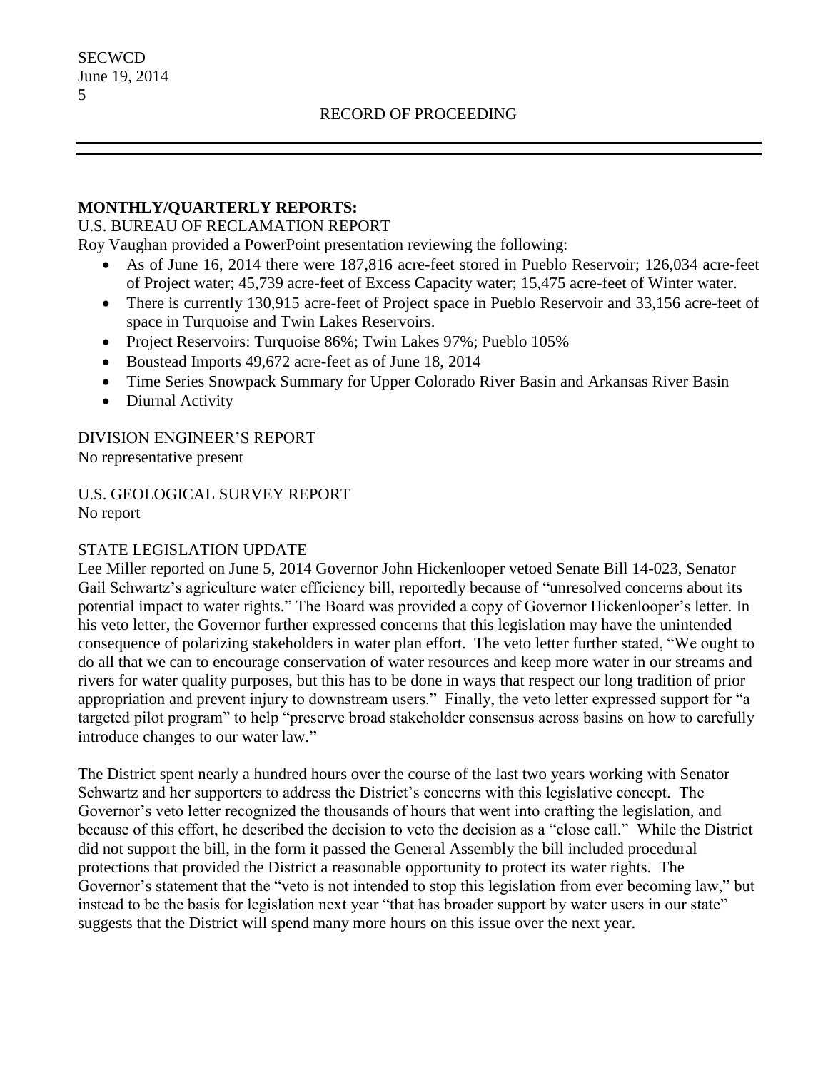**MONTHLY/QUARTERLY REPORTS:**

U.S. BUREAU OF RECLAMATION REPORT

Roy Vaughan provided a PowerPoint presentation reviewing the following:

- As of June 16, 2014 there were 187,816 acre-feet stored in Pueblo Reservoir; 126,034 acre-feet of Project water; 45,739 acre-feet of Excess Capacity water; 15,475 acre-feet of Winter water.
- There is currently 130,915 acre-feet of Project space in Pueblo Reservoir and 33,156 acre-feet of space in Turquoise and Twin Lakes Reservoirs.
- Project Reservoirs: Turquoise 86%; Twin Lakes 97%; Pueblo 105%
- Boustead Imports 49,672 acre-feet as of June 18, 2014
- Time Series Snowpack Summary for Upper Colorado River Basin and Arkansas River Basin
- Diurnal Activity

DIVISION ENGINEER'S REPORT

No representative present

U.S. GEOLOGICAL SURVEY REPORT

No report

STATE LEGISLATION UPDATE

Lee Miller reported on June 5, 2014 Governor John Hickenlooper vetoed Senate Bill 14-023, Senator Gail Schwartz's agriculture water efficiency bill, reportedly because of "unresolved concerns about its potential impact to water rights." The Board was provided a copy of Governor Hickenlooper's letter. In his veto letter, the Governor further expressed concerns that this legislation may have the unintended consequence of polarizing stakeholders in water plan effort. The veto letter further stated, "We ought to do all that we can to encourage conservation of water resources and keep more water in our streams and rivers for water quality purposes, but this has to be done in ways that respect our long tradition of prior appropriation and prevent injury to downstream users." Finally, the veto letter expressed support for "a targeted pilot program" to help "preserve broad stakeholder consensus across basins on how to carefully introduce changes to our water law."

The District spent nearly a hundred hours over the course of the last two years working with Senator Schwartz and her supporters to address the District's concerns with this legislative concept. The Governor's veto letter recognized the thousands of hours that went into crafting the legislation, and because of this effort, he described the decision to veto the decision as a "close call." While the District did not support the bill, in the form it passed the General Assembly the bill included procedural protections that provided the District a reasonable opportunity to protect its water rights. The Governor's statement that the "veto is not intended to stop this legislation from ever becoming law," but instead to be the basis for legislation next year "that has broader support by water users in our state" suggests that the District will spend many more hours on this issue over the next year.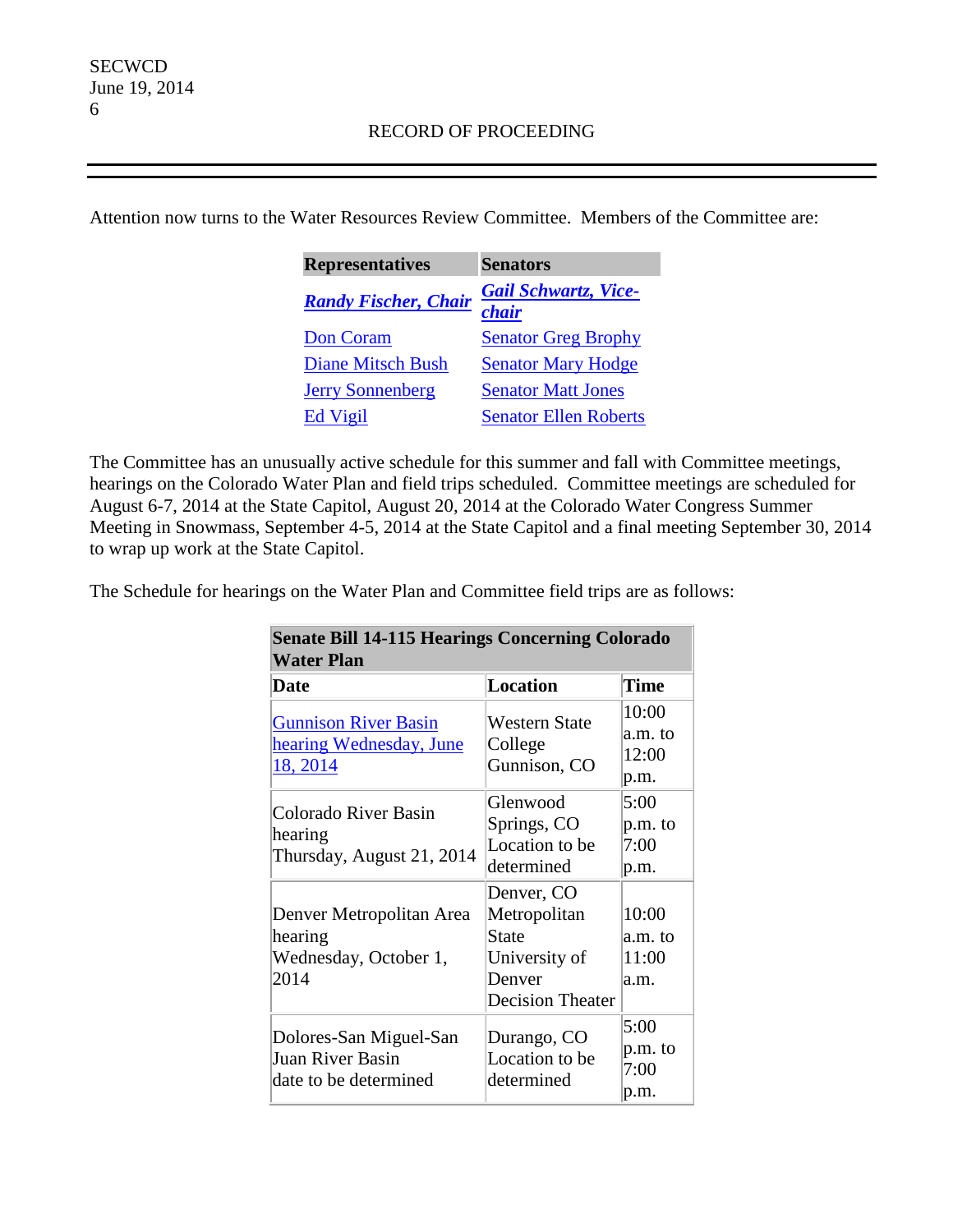RECORD OF PROCEEDING

Attention now turns to the Water Resources Review Committee. Members of the Committee are:

| Representatives | Senators |
|---|---|
| ***Randy Fischer, Chair*** | ***Gail Schwartz, Vice-chair*** |
| Don Coram | Senator Greg Brophy |
| Diane Mitsch Bush | Senator Mary Hodge |
| Jerry Sonnenberg | Senator Matt Jones |
| Ed Vigil | Senator Ellen Roberts |

The Committee has an unusually active schedule for this summer and fall with Committee meetings, hearings on the Colorado Water Plan and field trips scheduled. Committee meetings are scheduled for August 6-7, 2014 at the State Capitol, August 20, 2014 at the Colorado Water Congress Summer Meeting in Snowmass, September 4-5, 2014 at the State Capitol and a final meeting September 30, 2014 to wrap up work at the State Capitol.

The Schedule for hearings on the Water Plan and Committee field trips are as follows:

| **Senate Bill 14-115 Hearings Concerning Colorado Water Plan** | | |
|---|---|---|
| **Date** | **Location** | **Time** |
| Gunnison River Basin hearing Wednesday, June 18, 2014 | Western State College Gunnison, CO | 10:00 a.m. to 12:00 p.m. |
| Colorado River Basin hearing Thursday, August 21, 2014 | Glenwood Springs, CO Location to be determined | 5:00 p.m. to 7:00 p.m. |
| Denver Metropolitan Area hearing Wednesday, October 1, 2014 | Denver, CO Metropolitan State University of Denver Decision Theater | 10:00 a.m. to 11:00 a.m. |
| Dolores-San Miguel-San Juan River Basin date to be determined | Durango, CO Location to be determined | 5:00 p.m. to 7:00 p.m. |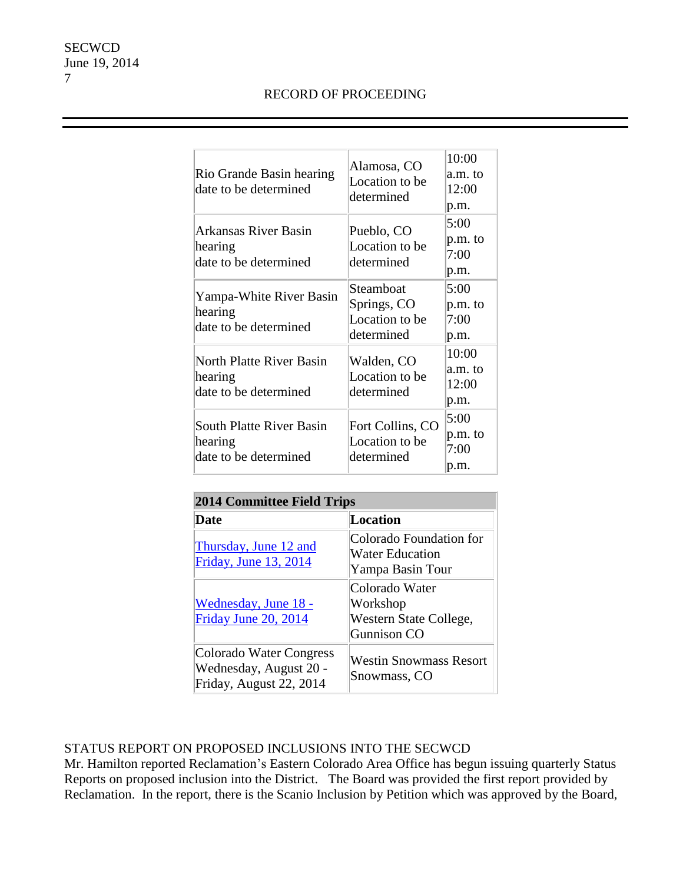RECORD OF PROCEEDING

| | | |
|---|---|---|
| Rio Grande Basin hearing date to be determined | Alamosa, CO Location to be determined | 10:00 a.m. to 12:00 p.m. |
| Arkansas River Basin hearing date to be determined | Pueblo, CO Location to be determined | 5:00 p.m. to 7:00 p.m. |
| Yampa-White River Basin hearing date to be determined | Steamboat Springs, CO Location to be determined | 5:00 p.m. to 7:00 p.m. |
| North Platte River Basin hearing date to be determined | Walden, CO Location to be determined | 10:00 a.m. to 12:00 p.m. |
| South Platte River Basin hearing date to be determined | Fort Collins, CO Location to be determined | 5:00 p.m. to 7:00 p.m. |

| **2014 Committee Field Trips** | |
|---|---|
| **Date** | **Location** |
| Thursday, June 12 and Friday, June 13, 2014 | Colorado Foundation for Water Education Yampa Basin Tour |
| Wednesday, June 18 - Friday June 20, 2014 | Colorado Water Workshop Western State College, Gunnison CO |
| Colorado Water Congress Wednesday, August 20 - Friday, August 22, 2014 | Westin Snowmass Resort Snowmass, CO |

STATUS REPORT ON PROPOSED INCLUSIONS INTO THE SECWCD

Mr. Hamilton reported Reclamation's Eastern Colorado Area Office has begun issuing quarterly Status Reports on proposed inclusion into the District. The Board was provided the first report provided by Reclamation. In the report, there is the Scanio Inclusion by Petition which was approved by the Board,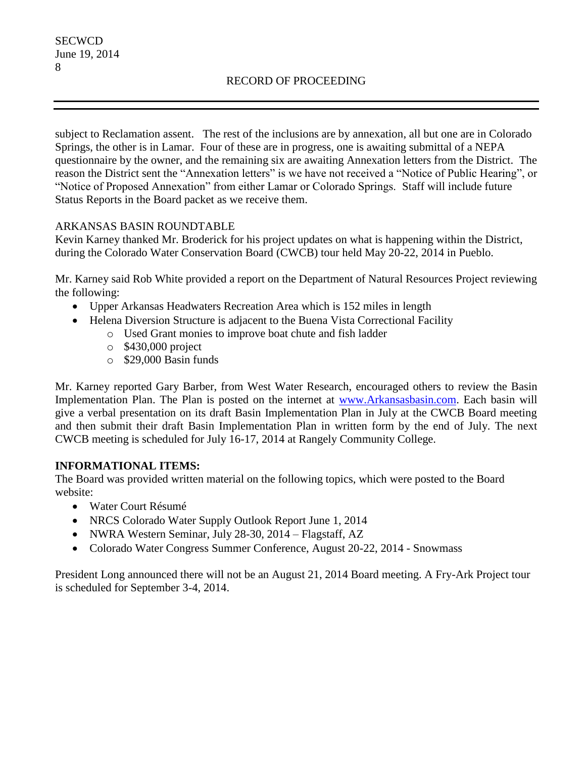subject to Reclamation assent. The rest of the inclusions are by annexation, all but one are in Colorado Springs, the other is in Lamar. Four of these are in progress, one is awaiting submittal of a NEPA questionnaire by the owner, and the remaining six are awaiting Annexation letters from the District. The reason the District sent the "Annexation letters" is we have not received a "Notice of Public Hearing", or "Notice of Proposed Annexation" from either Lamar or Colorado Springs. Staff will include future Status Reports in the Board packet as we receive them.

ARKANSAS BASIN ROUNDTABLE

Kevin Karney thanked Mr. Broderick for his project updates on what is happening within the District, during the Colorado Water Conservation Board (CWCB) tour held May 20-22, 2014 in Pueblo.

Mr. Karney said Rob White provided a report on the Department of Natural Resources Project reviewing the following:

- Upper Arkansas Headwaters Recreation Area which is 152 miles in length
- Helena Diversion Structure is adjacent to the Buena Vista Correctional Facility
  - Used Grant monies to improve boat chute and fish ladder
  - $430,000 project
  - $29,000 Basin funds

Mr. Karney reported Gary Barber, from West Water Research, encouraged others to review the Basin Implementation Plan. The Plan is posted on the internet at www.Arkansasbasin.com. Each basin will give a verbal presentation on its draft Basin Implementation Plan in July at the CWCB Board meeting and then submit their draft Basin Implementation Plan in written form by the end of July. The next CWCB meeting is scheduled for July 16-17, 2014 at Rangely Community College.

**INFORMATIONAL ITEMS:**

The Board was provided written material on the following topics, which were posted to the Board website:

- Water Court Résumé
- NRCS Colorado Water Supply Outlook Report June 1, 2014
- NWRA Western Seminar, July 28-30, 2014 – Flagstaff, AZ
- Colorado Water Congress Summer Conference, August 20-22, 2014 - Snowmass

President Long announced there will not be an August 21, 2014 Board meeting. A Fry-Ark Project tour is scheduled for September 3-4, 2014.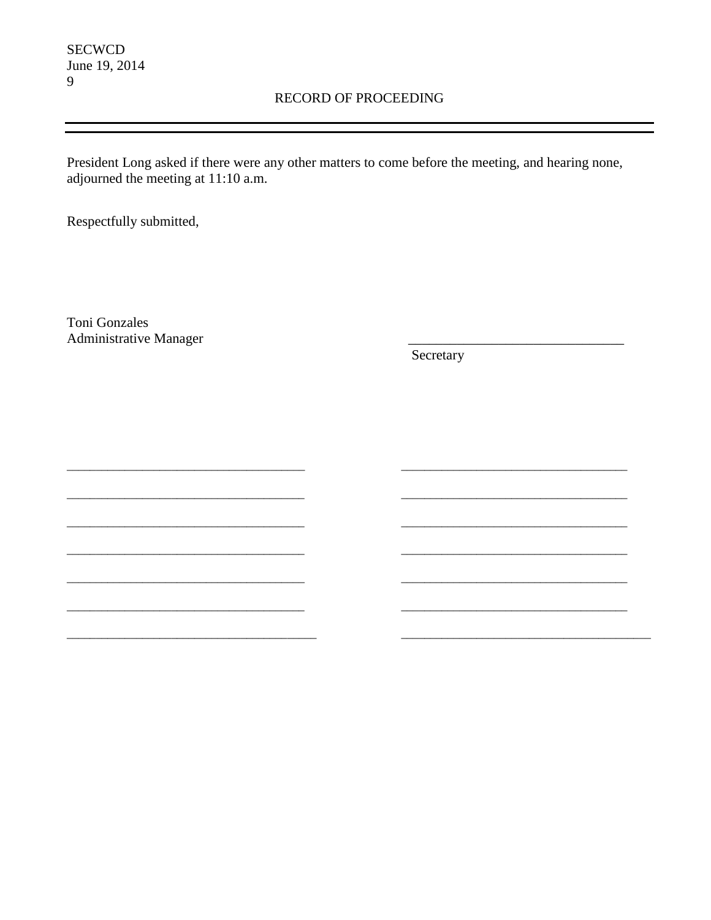RECORD OF PROCEEDING

President Long asked if there were any other matters to come before the meeting, and hearing none, adjourned the meeting at 11:10 a.m.

Respectfully submitted,

Toni Gonzales
Administrative Manager

\_\_\_\_\_\_\_\_\_\_\_\_\_\_\_\_\_\_\_\_\_\_\_\_\_\_\_\_\_\_
Secretary

| | |
|---|---|
| \_\_\_\_\_\_\_\_\_\_\_\_\_\_\_\_\_\_\_\_\_\_\_\_\_\_\_\_\_\_ | \_\_\_\_\_\_\_\_\_\_\_\_\_\_\_\_\_\_\_\_\_\_\_\_\_\_\_\_\_\_ |
| \_\_\_\_\_\_\_\_\_\_\_\_\_\_\_\_\_\_\_\_\_\_\_\_\_\_\_\_\_\_ | \_\_\_\_\_\_\_\_\_\_\_\_\_\_\_\_\_\_\_\_\_\_\_\_\_\_\_\_\_\_ |
| \_\_\_\_\_\_\_\_\_\_\_\_\_\_\_\_\_\_\_\_\_\_\_\_\_\_\_\_\_\_ | \_\_\_\_\_\_\_\_\_\_\_\_\_\_\_\_\_\_\_\_\_\_\_\_\_\_\_\_\_\_ |
| \_\_\_\_\_\_\_\_\_\_\_\_\_\_\_\_\_\_\_\_\_\_\_\_\_\_\_\_\_\_ | \_\_\_\_\_\_\_\_\_\_\_\_\_\_\_\_\_\_\_\_\_\_\_\_\_\_\_\_\_\_ |
| \_\_\_\_\_\_\_\_\_\_\_\_\_\_\_\_\_\_\_\_\_\_\_\_\_\_\_\_\_\_ | \_\_\_\_\_\_\_\_\_\_\_\_\_\_\_\_\_\_\_\_\_\_\_\_\_\_\_\_\_\_ |
| \_\_\_\_\_\_\_\_\_\_\_\_\_\_\_\_\_\_\_\_\_\_\_\_\_\_\_\_\_\_ | \_\_\_\_\_\_\_\_\_\_\_\_\_\_\_\_\_\_\_\_\_\_\_\_\_\_\_\_\_\_ |
| \_\_\_\_\_\_\_\_\_\_\_\_\_\_\_\_\_\_\_\_\_\_\_\_\_\_\_\_\_\_ | \_\_\_\_\_\_\_\_\_\_\_\_\_\_\_\_\_\_\_\_\_\_\_\_\_\_\_\_\_\_ |